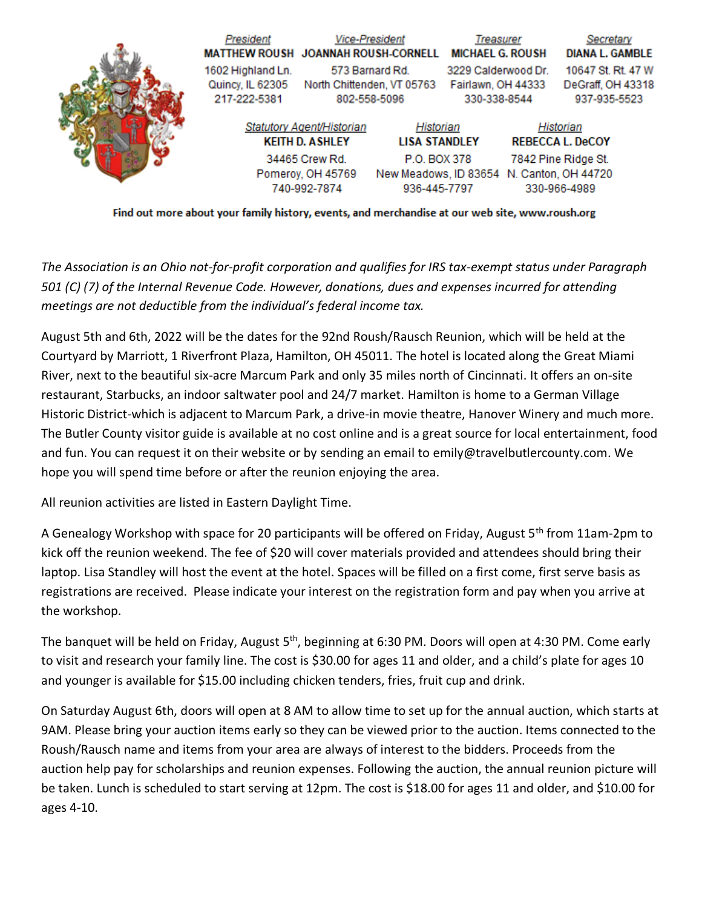| President | Vice-President | Treasurer | Secretary |
|---|---|---|---|
| **MATTHEW ROUSH** | **JOANNAH ROUSH-CORNELL** | **MICHAEL G. ROUSH** | **DIANA L. GAMBLE** |
| 1602 Highland Ln. | 573 Barnard Rd. | 3229 Calderwood Dr. | 10647 St. Rt. 47 W |
| Quincy, IL 62305 | North Chittenden, VT 05763 | Fairlawn, OH 44333 | DeGraff, OH 43318 |
| 217-222-5381 | 802-558-5096 | 330-338-8544 | 937-935-5523 |

| Statutory Agent/Historian | Historian | Historian |
|---|---|---|
| **KEITH D. ASHLEY** | **LISA STANDLEY** | **REBECCA L. DeCOY** |
| 34465 Crew Rd. | P.O. BOX 378 | 7842 Pine Ridge St. |
| Pomeroy, OH 45769 | New Meadows, ID 83654 | N. Canton, OH 44720 |
| 740-992-7874 | 936-445-7797 | 330-966-4989 |

**Find out more about your family history, events, and merchandise at our web site, www.roush.org**

*The Association is an Ohio not-for-profit corporation and qualifies for IRS tax-exempt status under Paragraph 501 (C) (7) of the Internal Revenue Code. However, donations, dues and expenses incurred for attending meetings are not deductible from the individual's federal income tax.*

August 5th and 6th, 2022 will be the dates for the 92nd Roush/Rausch Reunion, which will be held at the Courtyard by Marriott, 1 Riverfront Plaza, Hamilton, OH 45011. The hotel is located along the Great Miami River, next to the beautiful six-acre Marcum Park and only 35 miles north of Cincinnati. It offers an on-site restaurant, Starbucks, an indoor saltwater pool and 24/7 market. Hamilton is home to a German Village Historic District-which is adjacent to Marcum Park, a drive-in movie theatre, Hanover Winery and much more. The Butler County visitor guide is available at no cost online and is a great source for local entertainment, food and fun. You can request it on their website or by sending an email to emily@travelbutlercounty.com. We hope you will spend time before or after the reunion enjoying the area.

All reunion activities are listed in Eastern Daylight Time.

A Genealogy Workshop with space for 20 participants will be offered on Friday, August 5th from 11am-2pm to kick off the reunion weekend. The fee of $20 will cover materials provided and attendees should bring their laptop. Lisa Standley will host the event at the hotel. Spaces will be filled on a first come, first serve basis as registrations are received. Please indicate your interest on the registration form and pay when you arrive at the workshop.

The banquet will be held on Friday, August 5th, beginning at 6:30 PM. Doors will open at 4:30 PM. Come early to visit and research your family line. The cost is $30.00 for ages 11 and older, and a child's plate for ages 10 and younger is available for $15.00 including chicken tenders, fries, fruit cup and drink.

On Saturday August 6th, doors will open at 8 AM to allow time to set up for the annual auction, which starts at 9AM. Please bring your auction items early so they can be viewed prior to the auction. Items connected to the Roush/Rausch name and items from your area are always of interest to the bidders. Proceeds from the auction help pay for scholarships and reunion expenses. Following the auction, the annual reunion picture will be taken. Lunch is scheduled to start serving at 12pm. The cost is $18.00 for ages 11 and older, and $10.00 for ages 4-10.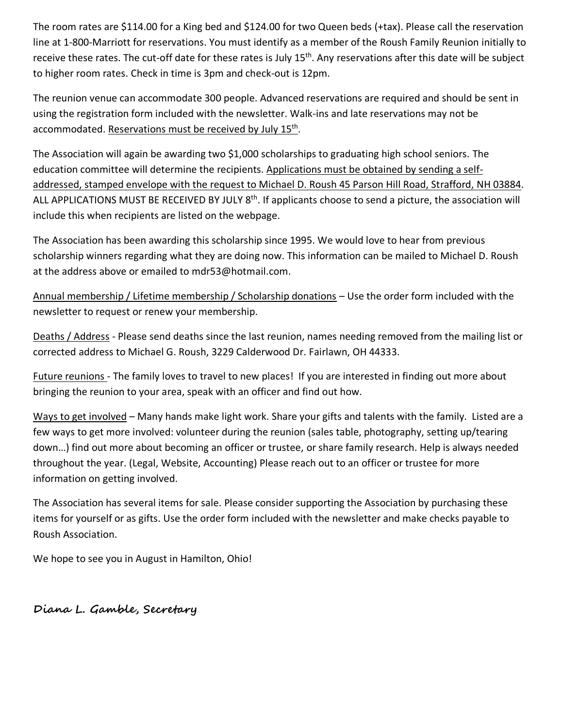The room rates are $114.00 for a King bed and $124.00 for two Queen beds (+tax). Please call the reservation line at 1-800-Marriott for reservations. You must identify as a member of the Roush Family Reunion initially to receive these rates. The cut-off date for these rates is July 15th. Any reservations after this date will be subject to higher room rates. Check in time is 3pm and check-out is 12pm.

The reunion venue can accommodate 300 people. Advanced reservations are required and should be sent in using the registration form included with the newsletter. Walk-ins and late reservations may not be accommodated. Reservations must be received by July 15th.

The Association will again be awarding two $1,000 scholarships to graduating high school seniors. The education committee will determine the recipients. Applications must be obtained by sending a self-addressed, stamped envelope with the request to Michael D. Roush 45 Parson Hill Road, Strafford, NH 03884. ALL APPLICATIONS MUST BE RECEIVED BY JULY 8th. If applicants choose to send a picture, the association will include this when recipients are listed on the webpage.

The Association has been awarding this scholarship since 1995. We would love to hear from previous scholarship winners regarding what they are doing now. This information can be mailed to Michael D. Roush at the address above or emailed to mdr53@hotmail.com.

Annual membership / Lifetime membership / Scholarship donations – Use the order form included with the newsletter to request or renew your membership.

Deaths / Address - Please send deaths since the last reunion, names needing removed from the mailing list or corrected address to Michael G. Roush, 3229 Calderwood Dr. Fairlawn, OH 44333.

Future reunions - The family loves to travel to new places! If you are interested in finding out more about bringing the reunion to your area, speak with an officer and find out how.

Ways to get involved – Many hands make light work. Share your gifts and talents with the family. Listed are a few ways to get more involved: volunteer during the reunion (sales table, photography, setting up/tearing down…) find out more about becoming an officer or trustee, or share family research. Help is always needed throughout the year. (Legal, Website, Accounting) Please reach out to an officer or trustee for more information on getting involved.

The Association has several items for sale. Please consider supporting the Association by purchasing these items for yourself or as gifts. Use the order form included with the newsletter and make checks payable to Roush Association.

We hope to see you in August in Hamilton, Ohio!

**Diana L. Gamble, Secretary**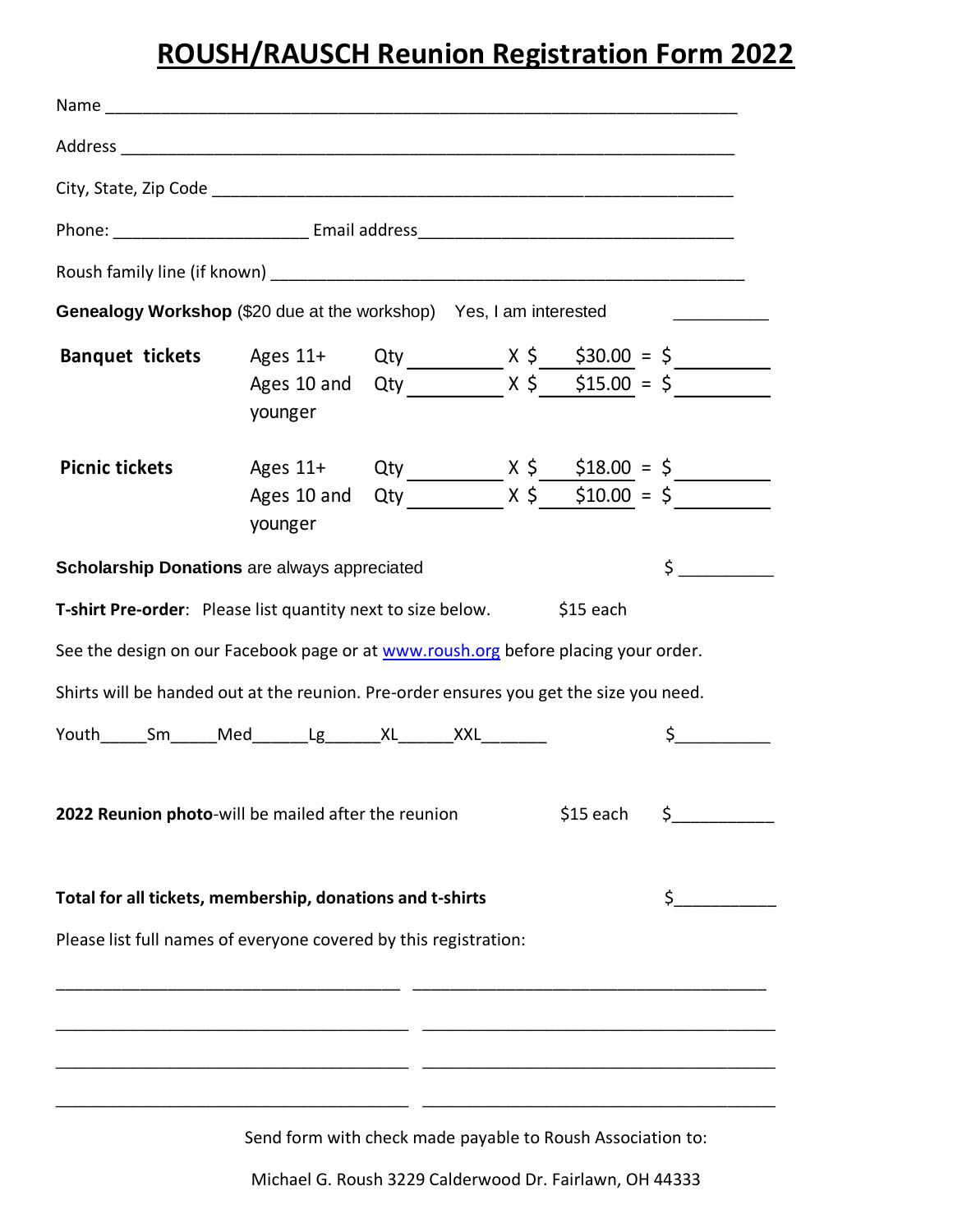# ROUSH/RAUSCH Reunion Registration Form 2022

Name ___________________________________________________________________

Address _________________________________________________________________

City, State, Zip Code ________________________________________________________

Phone: _____________________ Email address__________________________________

Roush family line (if known) ___________________________________________________

**Genealogy Workshop** ($20 due at the workshop) Yes, I am interested __________

| **Banquet tickets** | Ages 11+ | Qty ________ | X $ $30.00 | = $ ________ |
|---|---|---|---|---|
| | Ages 10 and younger | Qty ________ | X $ $15.00 | = $ ________ |
| **Picnic tickets** | Ages 11+ | Qty ________ | X $ $18.00 | = $ ________ |
| | Ages 10 and younger | Qty ________ | X $ $10.00 | = $ ________ |

**Scholarship Donations** are always appreciated $ __________

**T-shirt Pre-order**: Please list quantity next to size below. $15 each

See the design on our Facebook page or at www.roush.org before placing your order.

Shirts will be handed out at the reunion. Pre-order ensures you get the size you need.

Youth_____Sm_____Med______Lg______XL______XXL_______ $__________

**2022 Reunion photo**-will be mailed after the reunion $15 each $___________

**Total for all tickets, membership, donations and t-shirts** $___________

Please list full names of everyone covered by this registration:

______________________________________ ______________________________________

______________________________________ ______________________________________

______________________________________ ______________________________________

______________________________________ ______________________________________

Send form with check made payable to Roush Association to:

Michael G. Roush 3229 Calderwood Dr. Fairlawn, OH 44333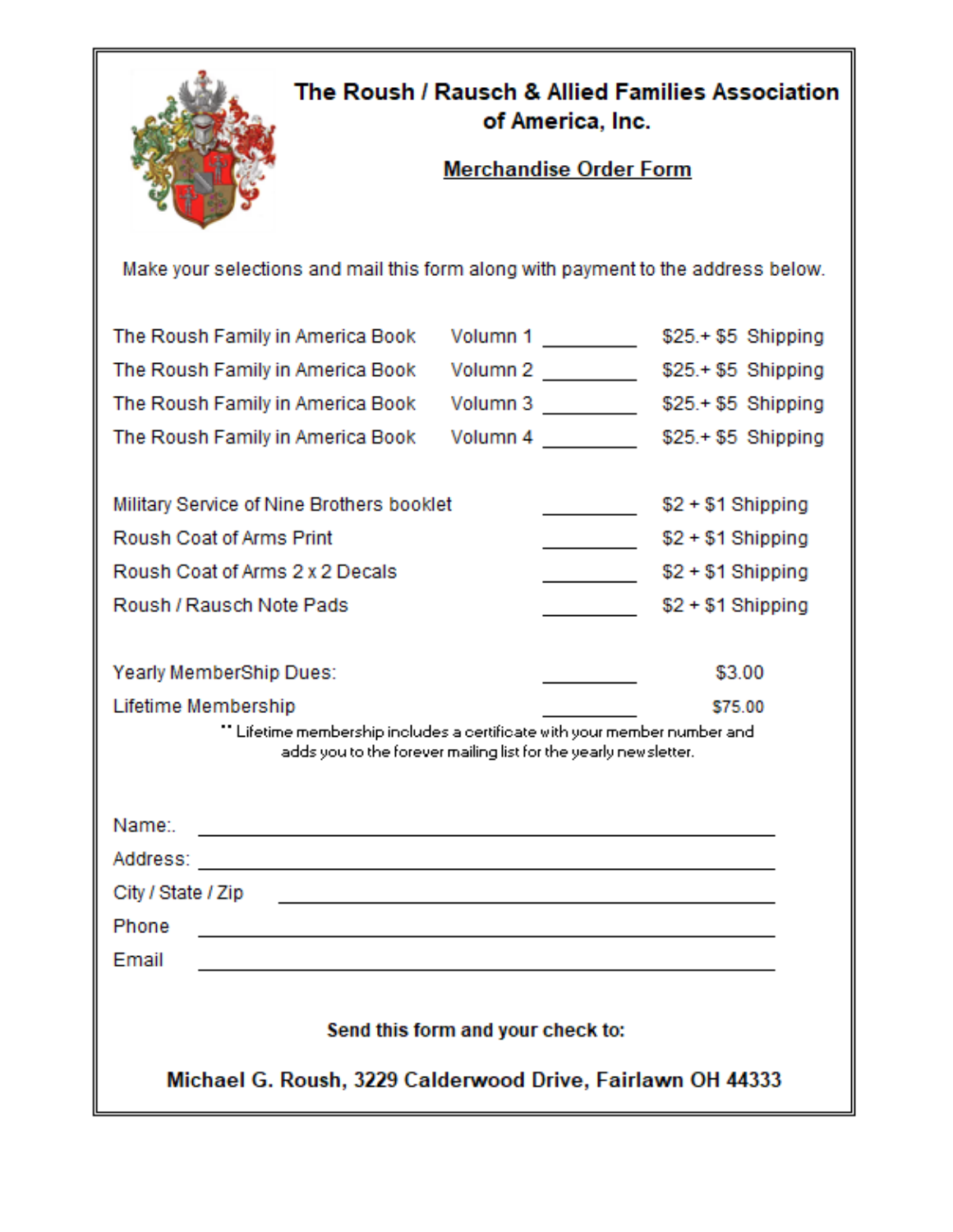# The Roush / Rausch & Allied Families Association of America, Inc.

## Merchandise Order Form

Make your selections and mail this form along with payment to the address below.

| | | | |
|---|---|---|---|
| The Roush Family in America Book | Volumn 1 | ________ | $25.+ $5 Shipping |
| The Roush Family in America Book | Volumn 2 | ________ | $25.+ $5 Shipping |
| The Roush Family in America Book | Volumn 3 | ________ | $25.+ $5 Shipping |
| The Roush Family in America Book | Volumn 4 | ________ | $25.+ $5 Shipping |

| | | |
|---|---|---|
| Military Service of Nine Brothers booklet | ________ | $2 + $1 Shipping |
| Roush Coat of Arms Print | ________ | $2 + $1 Shipping |
| Roush Coat of Arms 2 x 2 Decals | ________ | $2 + $1 Shipping |
| Roush / Rausch Note Pads | ________ | $2 + $1 Shipping |

| | | |
|---|---|---|
| Yearly MemberShip Dues: | ________ | $3.00 |
| Lifetime Membership | ________ | $75.00 |

** Lifetime membership includes a certificate with your member number and adds you to the forever mailing list for the yearly newsletter.

Name:. ______________________________

Address: ______________________________

City / State / Zip ______________________________

Phone ______________________________

Email ______________________________

**Send this form and your check to:**

**Michael G. Roush, 3229 Calderwood Drive, Fairlawn OH 44333**